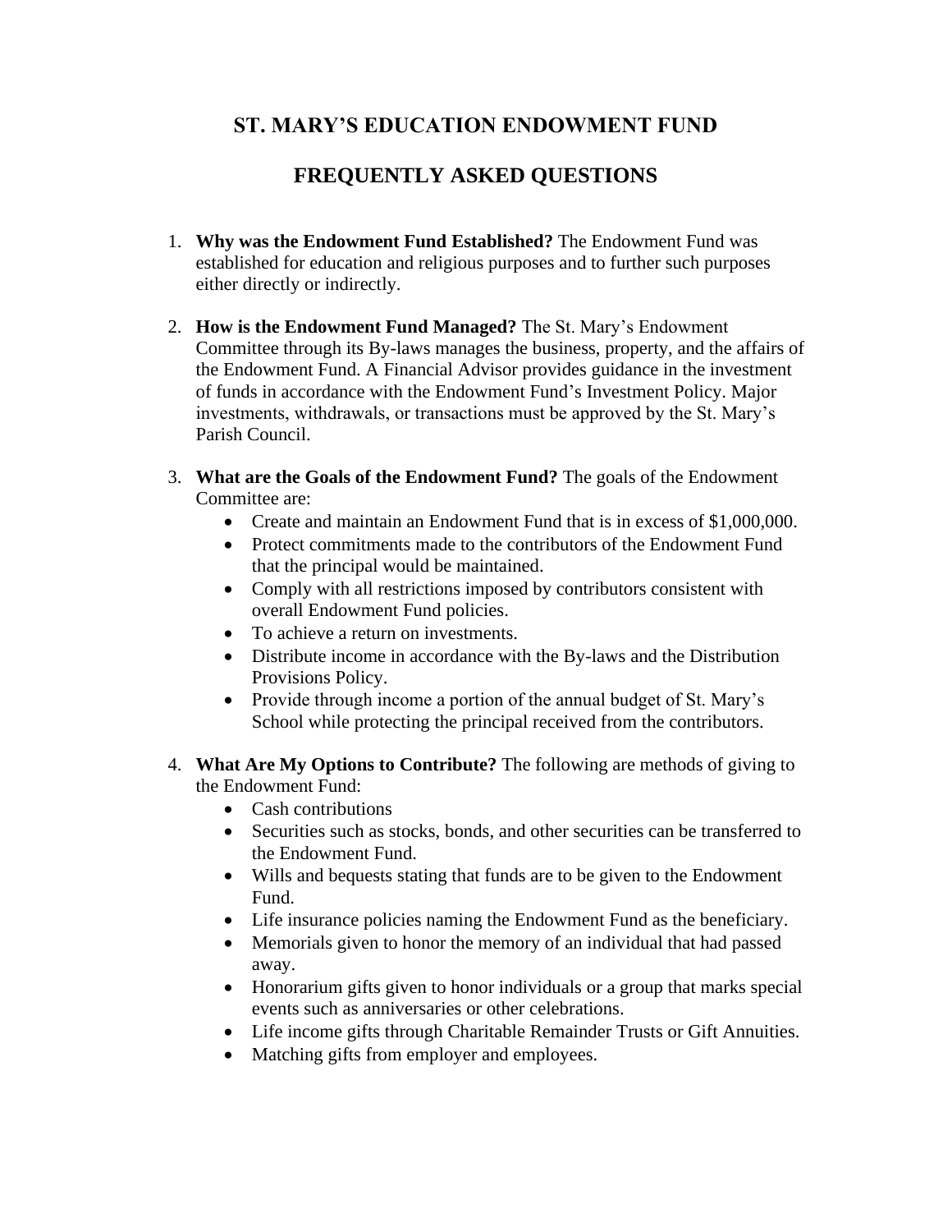# ST. MARY'S EDUCATION ENDOWMENT FUND

## FREQUENTLY ASKED QUESTIONS

1. **Why was the Endowment Fund Established?** The Endowment Fund was established for education and religious purposes and to further such purposes either directly or indirectly.

2. **How is the Endowment Fund Managed?** The St. Mary's Endowment Committee through its By-laws manages the business, property, and the affairs of the Endowment Fund. A Financial Advisor provides guidance in the investment of funds in accordance with the Endowment Fund's Investment Policy. Major investments, withdrawals, or transactions must be approved by the St. Mary's Parish Council.

3. **What are the Goals of the Endowment Fund?** The goals of the Endowment Committee are:
   - Create and maintain an Endowment Fund that is in excess of $1,000,000.
   - Protect commitments made to the contributors of the Endowment Fund that the principal would be maintained.
   - Comply with all restrictions imposed by contributors consistent with overall Endowment Fund policies.
   - To achieve a return on investments.
   - Distribute income in accordance with the By-laws and the Distribution Provisions Policy.
   - Provide through income a portion of the annual budget of St. Mary's School while protecting the principal received from the contributors.

4. **What Are My Options to Contribute?** The following are methods of giving to the Endowment Fund:
   - Cash contributions
   - Securities such as stocks, bonds, and other securities can be transferred to the Endowment Fund.
   - Wills and bequests stating that funds are to be given to the Endowment Fund.
   - Life insurance policies naming the Endowment Fund as the beneficiary.
   - Memorials given to honor the memory of an individual that had passed away.
   - Honorarium gifts given to honor individuals or a group that marks special events such as anniversaries or other celebrations.
   - Life income gifts through Charitable Remainder Trusts or Gift Annuities.
   - Matching gifts from employer and employees.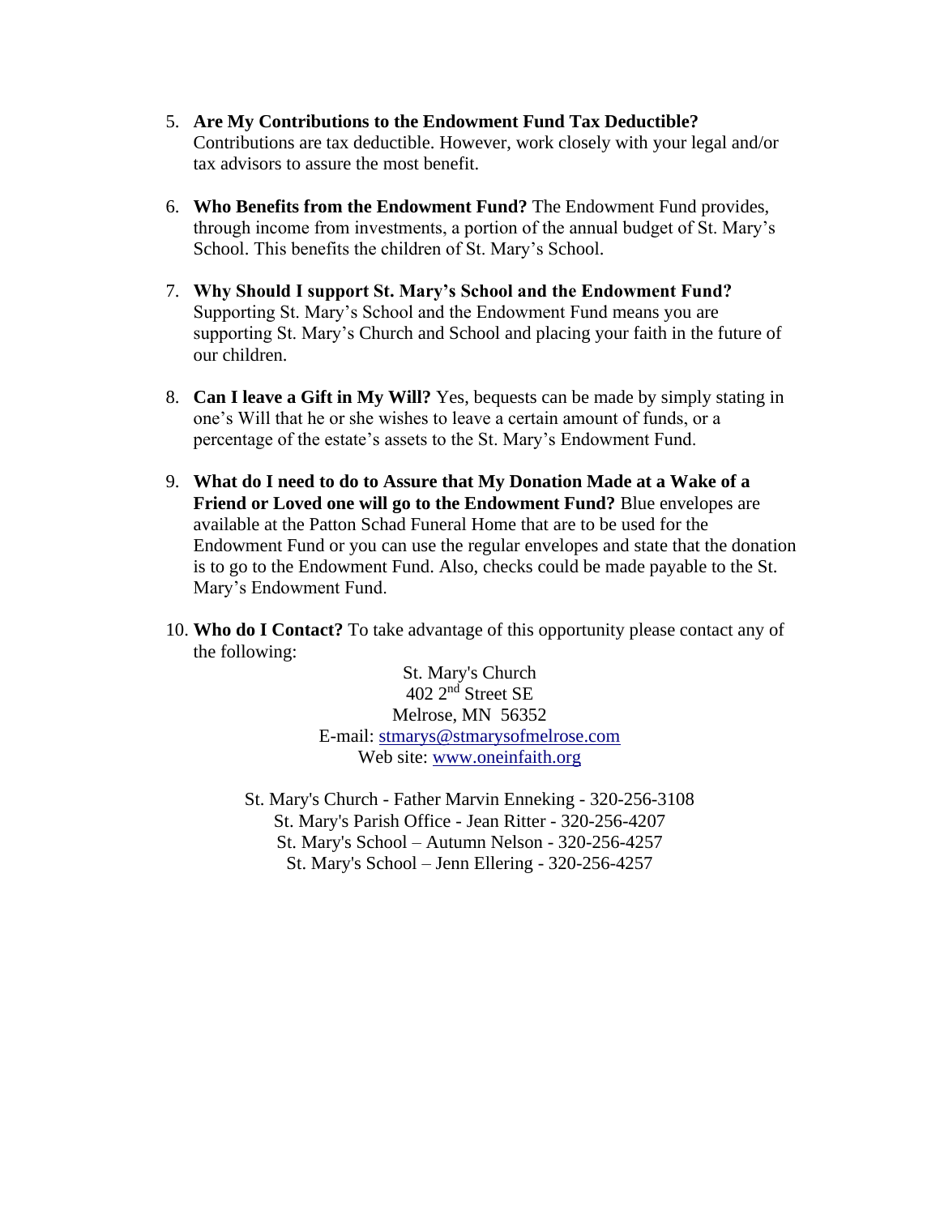5. **Are My Contributions to the Endowment Fund Tax Deductible?** Contributions are tax deductible. However, work closely with your legal and/or tax advisors to assure the most benefit.

6. **Who Benefits from the Endowment Fund?** The Endowment Fund provides, through income from investments, a portion of the annual budget of St. Mary's School. This benefits the children of St. Mary's School.

7. **Why Should I support St. Mary's School and the Endowment Fund?** Supporting St. Mary's School and the Endowment Fund means you are supporting St. Mary's Church and School and placing your faith in the future of our children.

8. **Can I leave a Gift in My Will?** Yes, bequests can be made by simply stating in one's Will that he or she wishes to leave a certain amount of funds, or a percentage of the estate's assets to the St. Mary's Endowment Fund.

9. **What do I need to do to Assure that My Donation Made at a Wake of a Friend or Loved one will go to the Endowment Fund?** Blue envelopes are available at the Patton Schad Funeral Home that are to be used for the Endowment Fund or you can use the regular envelopes and state that the donation is to go to the Endowment Fund. Also, checks could be made payable to the St. Mary's Endowment Fund.

10. **Who do I Contact?** To take advantage of this opportunity please contact any of the following:

St. Mary's Church
402 2nd Street SE
Melrose, MN 56352
E-mail: stmarys@stmarysofmelrose.com
Web site: www.oneinfaith.org

St. Mary's Church - Father Marvin Enneking - 320-256-3108
St. Mary's Parish Office - Jean Ritter - 320-256-4207
St. Mary's School – Autumn Nelson - 320-256-4257
St. Mary's School – Jenn Ellering - 320-256-4257